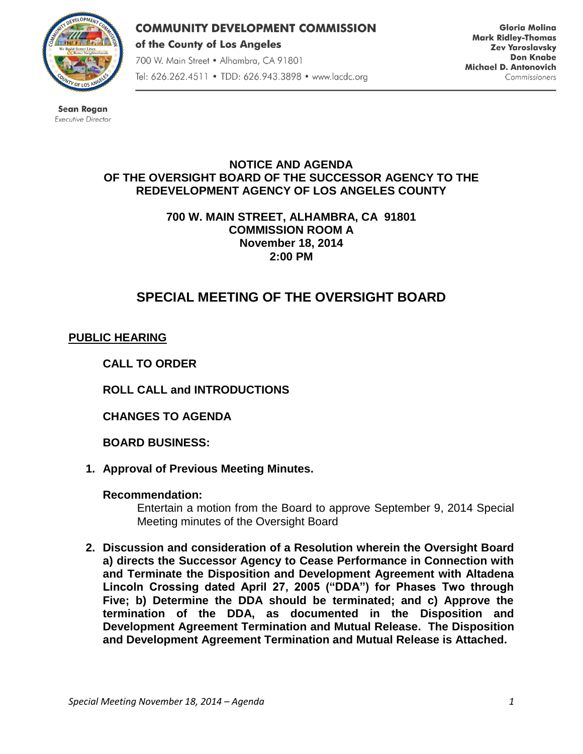**COMMUNITY DEVELOPMENT COMMISSION**
**of the County of Los Angeles**
700 W. Main Street • Alhambra, CA 91801
Tel: 626.262.4511 • TDD: 626.943.3898 • www.lacdc.org

**Gloria Molina**
**Mark Ridley-Thomas**
**Zev Yaroslavsky**
**Don Knabe**
**Michael D. Antonovich**
Commissioners

**Sean Rogan**
*Executive Director*

# NOTICE AND AGENDA OF THE OVERSIGHT BOARD OF THE SUCCESSOR AGENCY TO THE REDEVELOPMENT AGENCY OF LOS ANGELES COUNTY

**700 W. MAIN STREET, ALHAMBRA, CA 91801**
**COMMISSION ROOM A**
**November 18, 2014**
**2:00 PM**

## SPECIAL MEETING OF THE OVERSIGHT BOARD

**PUBLIC HEARING**

**CALL TO ORDER**

**ROLL CALL and INTRODUCTIONS**

**CHANGES TO AGENDA**

**BOARD BUSINESS:**

1. **Approval of Previous Meeting Minutes.**

   **Recommendation:**
   Entertain a motion from the Board to approve September 9, 2014 Special Meeting minutes of the Oversight Board

2. **Discussion and consideration of a Resolution wherein the Oversight Board a) directs the Successor Agency to Cease Performance in Connection with and Terminate the Disposition and Development Agreement with Altadena Lincoln Crossing dated April 27, 2005 ("DDA") for Phases Two through Five; b) Determine the DDA should be terminated; and c) Approve the termination of the DDA, as documented in the Disposition and Development Agreement Termination and Mutual Release. The Disposition and Development Agreement Termination and Mutual Release is Attached.**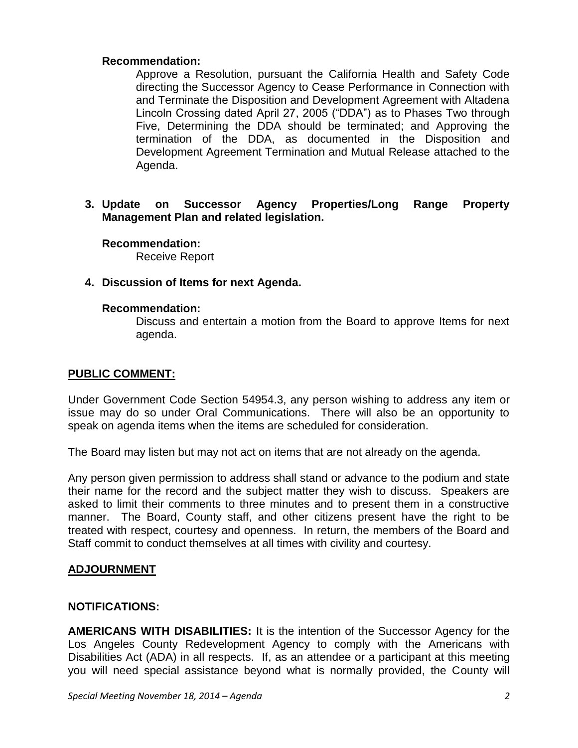**Recommendation:**

Approve a Resolution, pursuant the California Health and Safety Code directing the Successor Agency to Cease Performance in Connection with and Terminate the Disposition and Development Agreement with Altadena Lincoln Crossing dated April 27, 2005 ("DDA") as to Phases Two through Five, Determining the DDA should be terminated; and Approving the termination of the DDA, as documented in the Disposition and Development Agreement Termination and Mutual Release attached to the Agenda.

3. **Update on Successor Agency Properties/Long Range Property Management Plan and related legislation.**

   **Recommendation:**

   Receive Report

4. **Discussion of Items for next Agenda.**

   **Recommendation:**

   Discuss and entertain a motion from the Board to approve Items for next agenda.

## PUBLIC COMMENT:

Under Government Code Section 54954.3, any person wishing to address any item or issue may do so under Oral Communications. There will also be an opportunity to speak on agenda items when the items are scheduled for consideration.

The Board may listen but may not act on items that are not already on the agenda.

Any person given permission to address shall stand or advance to the podium and state their name for the record and the subject matter they wish to discuss. Speakers are asked to limit their comments to three minutes and to present them in a constructive manner. The Board, County staff, and other citizens present have the right to be treated with respect, courtesy and openness. In return, the members of the Board and Staff commit to conduct themselves at all times with civility and courtesy.

## ADJOURNMENT

## NOTIFICATIONS:

**AMERICANS WITH DISABILITIES:** It is the intention of the Successor Agency for the Los Angeles County Redevelopment Agency to comply with the Americans with Disabilities Act (ADA) in all respects. If, as an attendee or a participant at this meeting you will need special assistance beyond what is normally provided, the County will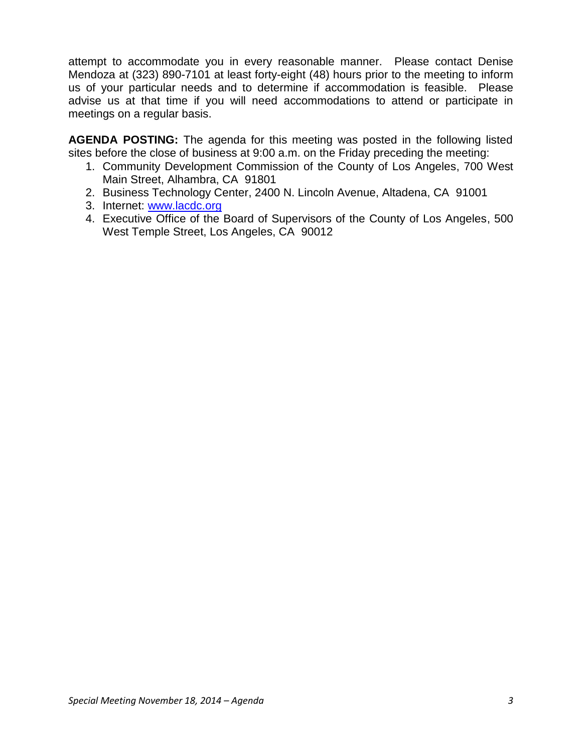attempt to accommodate you in every reasonable manner. Please contact Denise Mendoza at (323) 890-7101 at least forty-eight (48) hours prior to the meeting to inform us of your particular needs and to determine if accommodation is feasible. Please advise us at that time if you will need accommodations to attend or participate in meetings on a regular basis.

**AGENDA POSTING:** The agenda for this meeting was posted in the following listed sites before the close of business at 9:00 a.m. on the Friday preceding the meeting:

1. Community Development Commission of the County of Los Angeles, 700 West Main Street, Alhambra, CA 91801
2. Business Technology Center, 2400 N. Lincoln Avenue, Altadena, CA 91001
3. Internet: [www.lacdc.org](http://www.lacdc.org)
4. Executive Office of the Board of Supervisors of the County of Los Angeles, 500 West Temple Street, Los Angeles, CA 90012